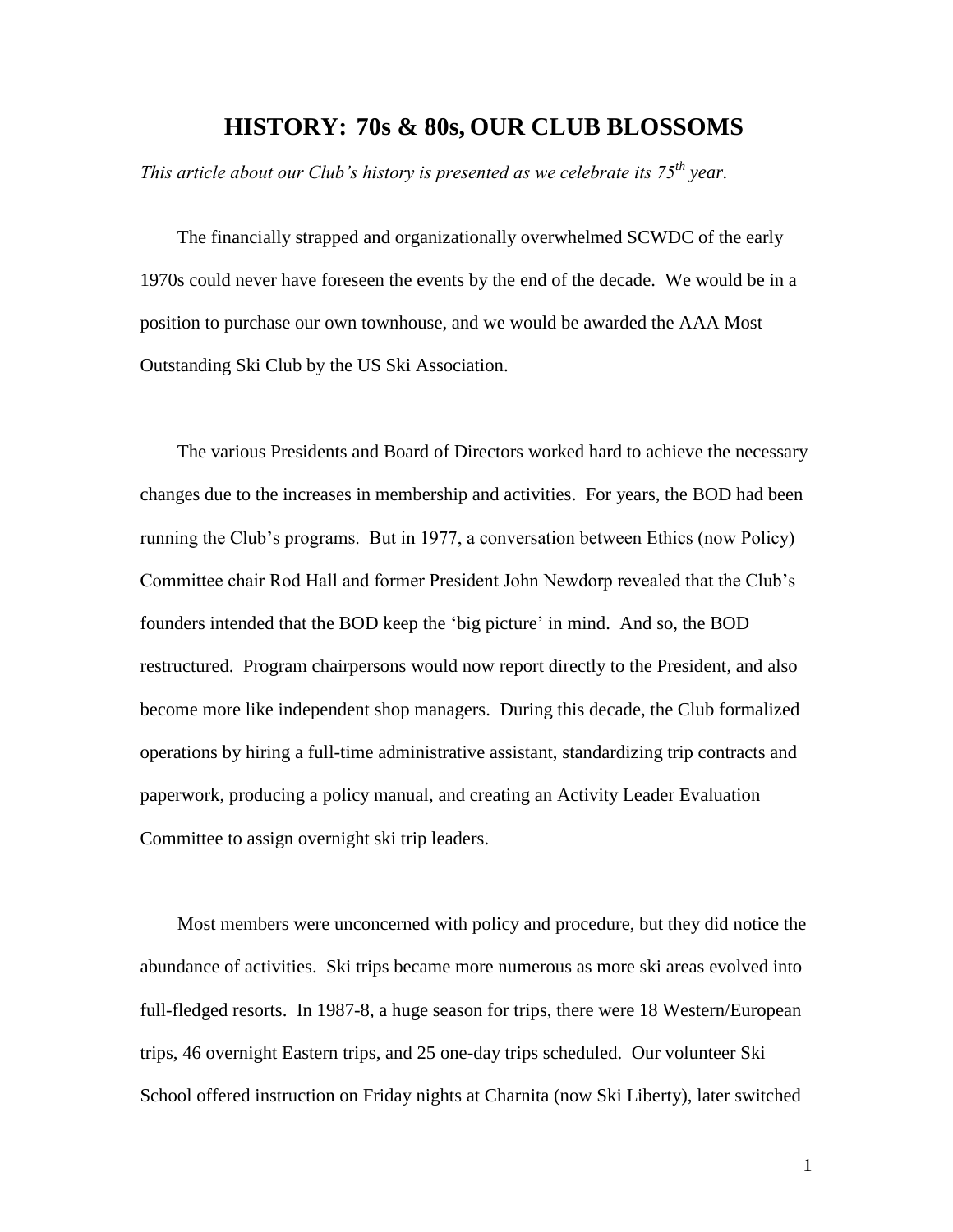# HISTORY: 70s & 80s, OUR CLUB BLOSSOMS

*This article about our Club's history is presented as we celebrate its 75th year.*

The financially strapped and organizationally overwhelmed SCWDC of the early 1970s could never have foreseen the events by the end of the decade. We would be in a position to purchase our own townhouse, and we would be awarded the AAA Most Outstanding Ski Club by the US Ski Association.

The various Presidents and Board of Directors worked hard to achieve the necessary changes due to the increases in membership and activities. For years, the BOD had been running the Club's programs. But in 1977, a conversation between Ethics (now Policy) Committee chair Rod Hall and former President John Newdorp revealed that the Club's founders intended that the BOD keep the 'big picture' in mind. And so, the BOD restructured. Program chairpersons would now report directly to the President, and also become more like independent shop managers. During this decade, the Club formalized operations by hiring a full-time administrative assistant, standardizing trip contracts and paperwork, producing a policy manual, and creating an Activity Leader Evaluation Committee to assign overnight ski trip leaders.

Most members were unconcerned with policy and procedure, but they did notice the abundance of activities. Ski trips became more numerous as more ski areas evolved into full-fledged resorts. In 1987-8, a huge season for trips, there were 18 Western/European trips, 46 overnight Eastern trips, and 25 one-day trips scheduled. Our volunteer Ski School offered instruction on Friday nights at Charnita (now Ski Liberty), later switched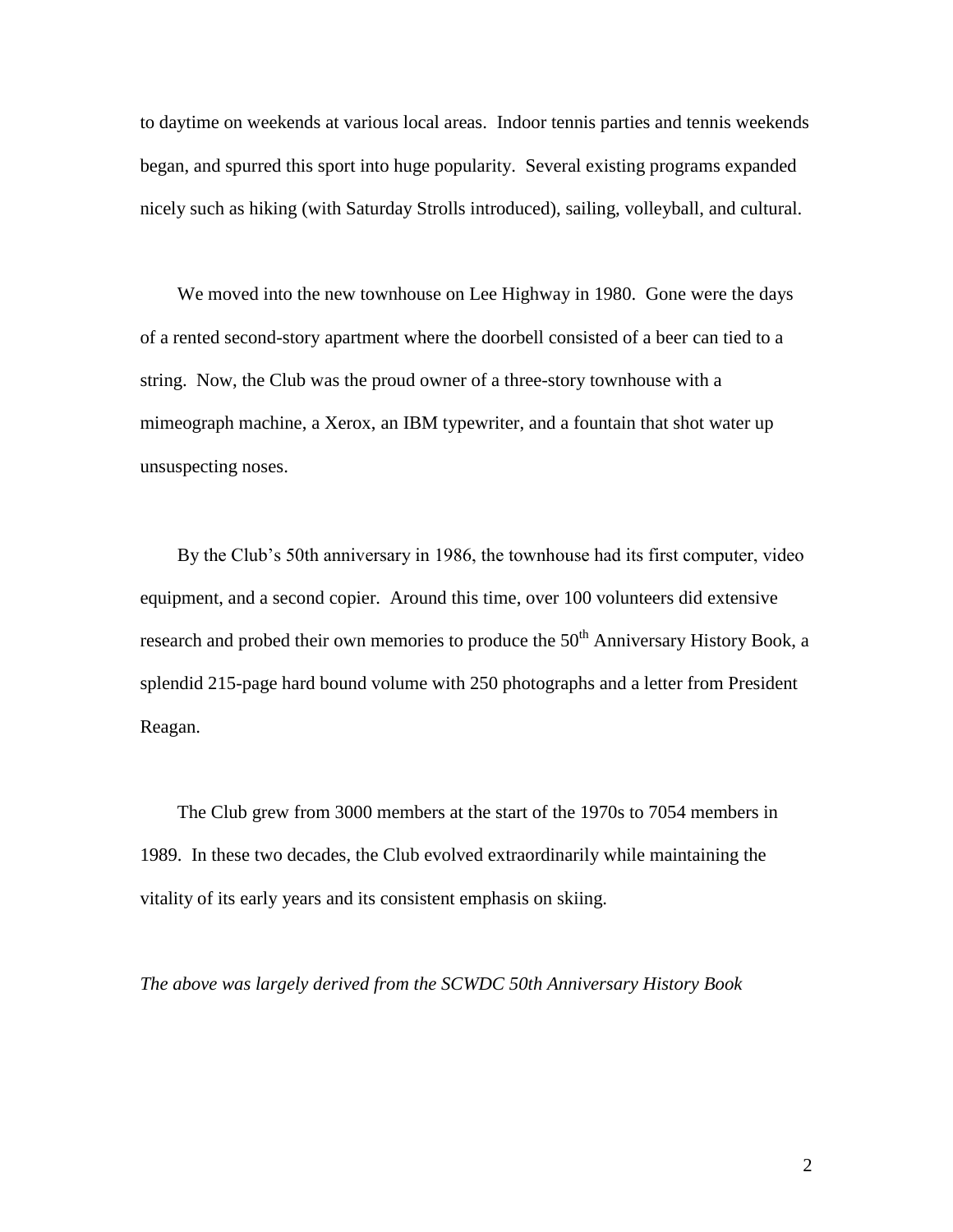to daytime on weekends at various local areas. Indoor tennis parties and tennis weekends began, and spurred this sport into huge popularity. Several existing programs expanded nicely such as hiking (with Saturday Strolls introduced), sailing, volleyball, and cultural.

We moved into the new townhouse on Lee Highway in 1980. Gone were the days of a rented second-story apartment where the doorbell consisted of a beer can tied to a string. Now, the Club was the proud owner of a three-story townhouse with a mimeograph machine, a Xerox, an IBM typewriter, and a fountain that shot water up unsuspecting noses.

By the Club's 50th anniversary in 1986, the townhouse had its first computer, video equipment, and a second copier. Around this time, over 100 volunteers did extensive research and probed their own memories to produce the 50th Anniversary History Book, a splendid 215-page hard bound volume with 250 photographs and a letter from President Reagan.

The Club grew from 3000 members at the start of the 1970s to 7054 members in 1989. In these two decades, the Club evolved extraordinarily while maintaining the vitality of its early years and its consistent emphasis on skiing.

*The above was largely derived from the SCWDC 50th Anniversary History Book*